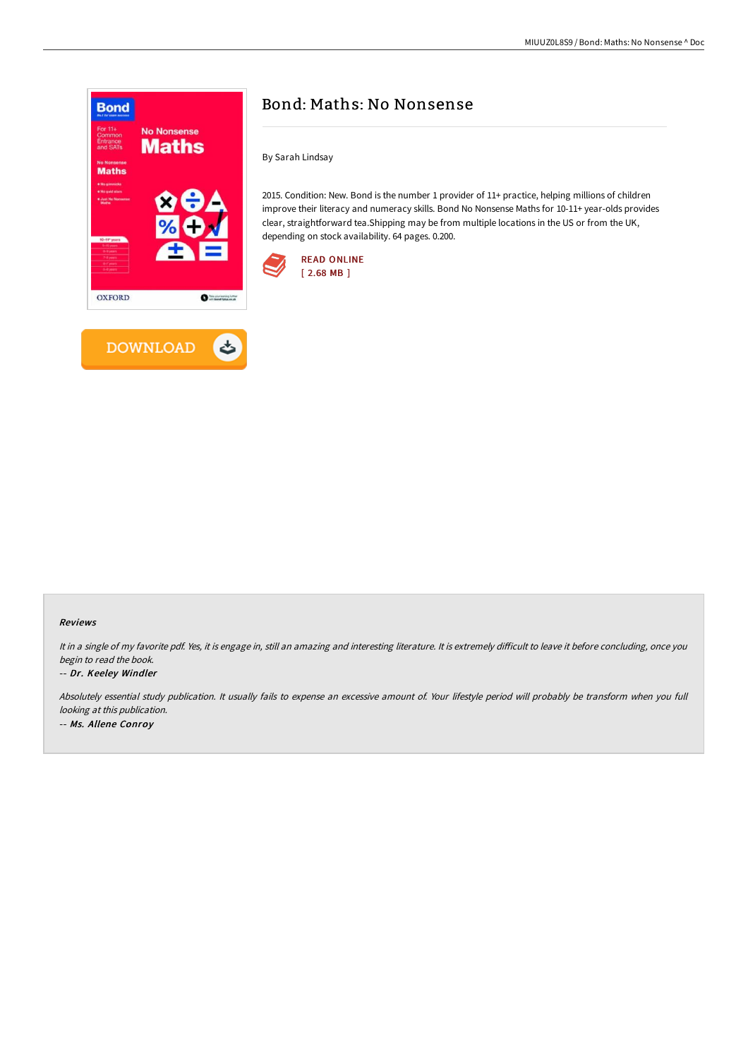# Bond: Maths: No Nonsense

By Sarah Lindsay

2015. Condition: New. Bond is the number 1 provider of 11+ practice, helping millions of children improve their literacy and numeracy skills. Bond No Nonsense Maths for 10-11+ year-olds provides clear, straightforward tea.Shipping may be from multiple locations in the US or from the UK, depending on stock availability. 64 pages. 0.200.

READ ONLINE
[ 2.68 MB ]

DOWNLOAD

## Reviews

*It in a single of my favorite pdf. Yes, it is engage in, still an amazing and interesting literature. It is extremely difficult to leave it before concluding, once you begin to read the book.*

-- ***Dr. Keeley Windler***

*Absolutely essential study publication. It usually fails to expense an excessive amount of. Your lifestyle period will probably be transform when you full looking at this publication.*

-- ***Ms. Allene Conroy***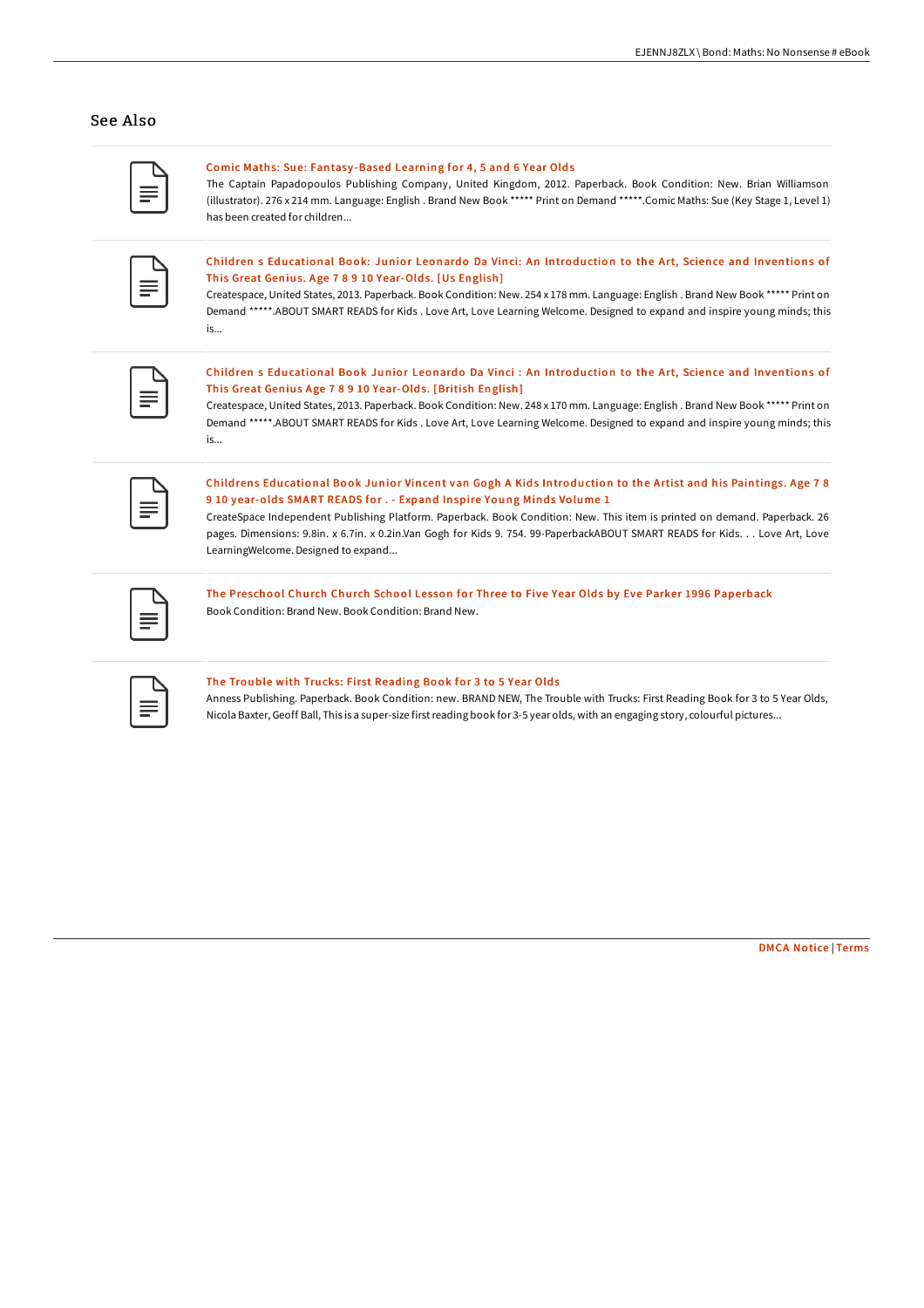## See Also

### Comic Maths: Sue: Fantasy-Based Learning for 4, 5 and 6 Year Olds

The Captain Papadopoulos Publishing Company, United Kingdom, 2012. Paperback. Book Condition: New. Brian Williamson (illustrator). 276 x 214 mm. Language: English . Brand New Book ***** Print on Demand *****.Comic Maths: Sue (Key Stage 1, Level 1) has been created for children...

### Children s Educational Book: Junior Leonardo Da Vinci: An Introduction to the Art, Science and Inventions of This Great Genius. Age 7 8 9 10 Year-Olds. [Us English]

Createspace, United States, 2013. Paperback. Book Condition: New. 254 x 178 mm. Language: English . Brand New Book ***** Print on Demand *****.ABOUT SMART READS for Kids . Love Art, Love Learning Welcome. Designed to expand and inspire young minds; this is...

### Children s Educational Book Junior Leonardo Da Vinci : An Introduction to the Art, Science and Inventions of This Great Genius Age 7 8 9 10 Year-Olds. [British English]

Createspace, United States, 2013. Paperback. Book Condition: New. 248 x 170 mm. Language: English . Brand New Book ***** Print on Demand *****.ABOUT SMART READS for Kids . Love Art, Love Learning Welcome. Designed to expand and inspire young minds; this is...

### Childrens Educational Book Junior Vincent van Gogh A Kids Introduction to the Artist and his Paintings. Age 7 8 9 10 year-olds SMART READS for . - Expand Inspire Young Minds Volume 1

CreateSpace Independent Publishing Platform. Paperback. Book Condition: New. This item is printed on demand. Paperback. 26 pages. Dimensions: 9.8in. x 6.7in. x 0.2in.Van Gogh for Kids 9. 754. 99-PaperbackABOUT SMART READS for Kids. . . Love Art, Love LearningWelcome. Designed to expand...

### The Preschool Church Church School Lesson for Three to Five Year Olds by Eve Parker 1996 Paperback

Book Condition: Brand New. Book Condition: Brand New.

### The Trouble with Trucks: First Reading Book for 3 to 5 Year Olds

Anness Publishing. Paperback. Book Condition: new. BRAND NEW, The Trouble with Trucks: First Reading Book for 3 to 5 Year Olds, Nicola Baxter, Geoff Ball, This is a super-size first reading book for 3-5 year olds, with an engaging story, colourful pictures...